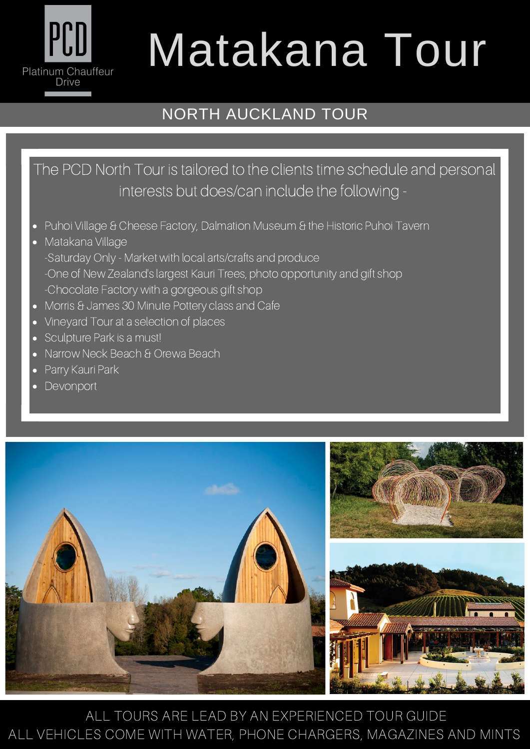PCD

Platinum Chauffeur Drive

# Matakana Tour

## NORTH AUCKLAND TOUR

The PCD North Tour is tailored to the clients time schedule and personal interests but does/can include the following -

- Puhoi Village & Cheese Factory, Dalmation Museum & the Historic Puhoi Tavern
- Matakana Village
  -Saturday Only - Market with local arts/crafts and produce
  -One of New Zealand's largest Kauri Trees, photo opportunity and gift shop
  -Chocolate Factory with a gorgeous gift shop
- Morris & James 30 Minute Pottery class and Cafe
- Vineyard Tour at a selection of places
- Sculpture Park is a must!
- Narrow Neck Beach & Orewa Beach
- Parry Kauri Park
- Devonport

ALL TOURS ARE LEAD BY AN EXPERIENCED TOUR GUIDE

ALL VEHICLES COME WITH WATER, PHONE CHARGERS, MAGAZINES AND MINTS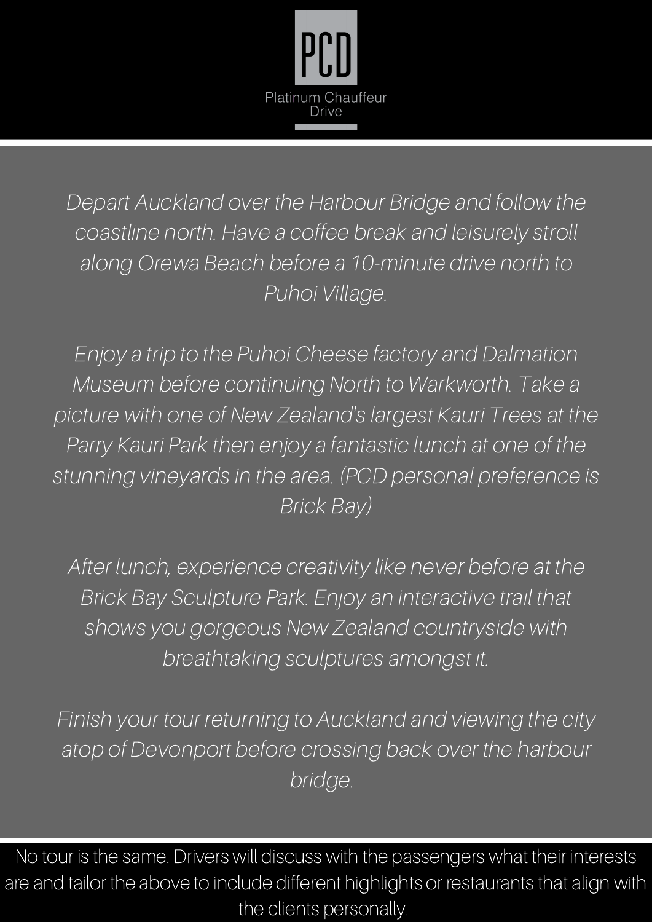PCD

Platinum Chauffeur Drive

*Depart Auckland over the Harbour Bridge and follow the coastline north. Have a coffee break and leisurely stroll along Orewa Beach before a 10-minute drive north to Puhoi Village.*

*Enjoy a trip to the Puhoi Cheese factory and Dalmation Museum before continuing North to Warkworth. Take a picture with one of New Zealand's largest Kauri Trees at the Parry Kauri Park then enjoy a fantastic lunch at one of the stunning vineyards in the area. (PCD personal preference is Brick Bay)*

*After lunch, experience creativity like never before at the Brick Bay Sculpture Park. Enjoy an interactive trail that shows you gorgeous New Zealand countryside with breathtaking sculptures amongst it.*

*Finish your tour returning to Auckland and viewing the city atop of Devonport before crossing back over the harbour bridge.*

No tour is the same. Drivers will discuss with the passengers what their interests are and tailor the above to include different highlights or restaurants that align with the clients personally.